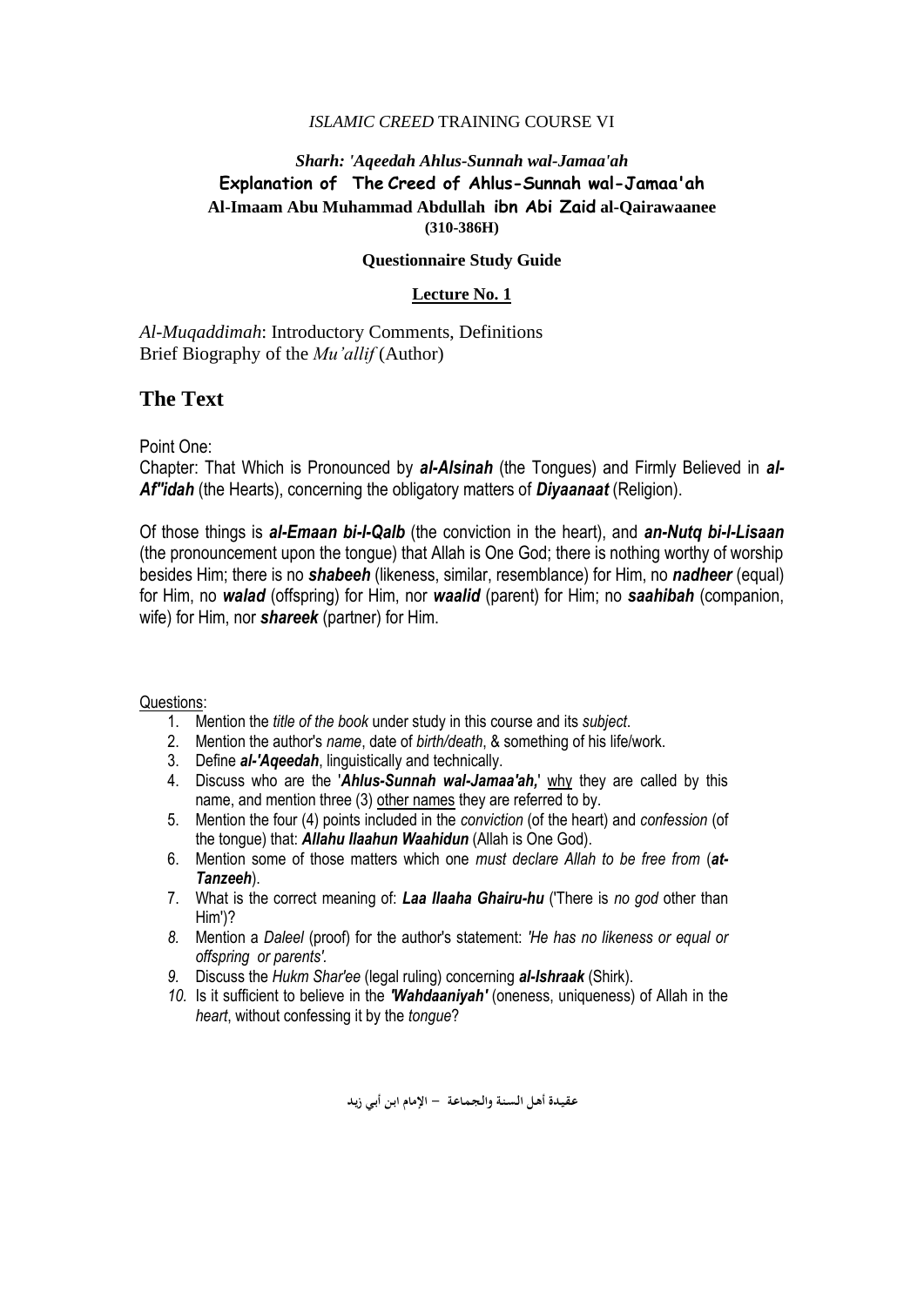*ISLAMIC CREED* TRAINING COURSE VI

***Sharh: 'Aqeedah Ahlus-Sunnah wal-Jamaa'ah***

**Explanation of The Creed of Ahlus-Sunnah wal-Jamaa'ah**

**Al-Imaam Abu Muhammad Abdullah ibn Abi Zaid al-Qairawaanee**

**(310-386H)**

**Questionnaire Study Guide**

**Lecture No. 1**

*Al-Muqaddimah*: Introductory Comments, Definitions
Brief Biography of the *Mu'allif* (Author)

## The Text

Point One:
Chapter: That Which is Pronounced by ***al-Alsinah*** (the Tongues) and Firmly Believed in ***al-Af"idah*** (the Hearts), concerning the obligatory matters of ***Diyaanaat*** (Religion).

Of those things is ***al-Emaan bi-l-Qalb*** (the conviction in the heart), and ***an-Nutq bi-l-Lisaan*** (the pronouncement upon the tongue) that Allah is One God; there is nothing worthy of worship besides Him; there is no ***shabeeh*** (likeness, similar, resemblance) for Him, no ***nadheer*** (equal) for Him, no ***walad*** (offspring) for Him, nor ***waalid*** (parent) for Him; no ***saahibah*** (companion, wife) for Him, nor ***shareek*** (partner) for Him.

Questions:

1. Mention the *title of the book* under study in this course and its *subject*.
2. Mention the author's *name*, date of *birth/death*, & something of his life/work.
3. Define ***al-'Aqeedah***, linguistically and technically.
4. Discuss who are the '***Ahlus-Sunnah wal-Jamaa'ah,***' why they are called by this name, and mention three (3) other names they are referred to by.
5. Mention the four (4) points included in the *conviction* (of the heart) and *confession* (of the tongue) that: ***Allahu Ilaahun Waahidun*** (Allah is One God).
6. Mention some of those matters which one *must declare Allah to be free from* (***at-Tanzeeh***).
7. What is the correct meaning of: ***Laa Ilaaha Ghairu-hu*** ('There is *no god* other than Him')?
8. Mention a *Daleel* (proof) for the author's statement: *'He has no likeness or equal or offspring or parents'.*
9. Discuss the *Hukm Shar'ee* (legal ruling) concerning ***al-Ishraak*** (Shirk).
10. Is it sufficient to believe in the ***'Wahdaaniyah'*** (oneness, uniqueness) of Allah in the *heart*, without confessing it by the *tongue*?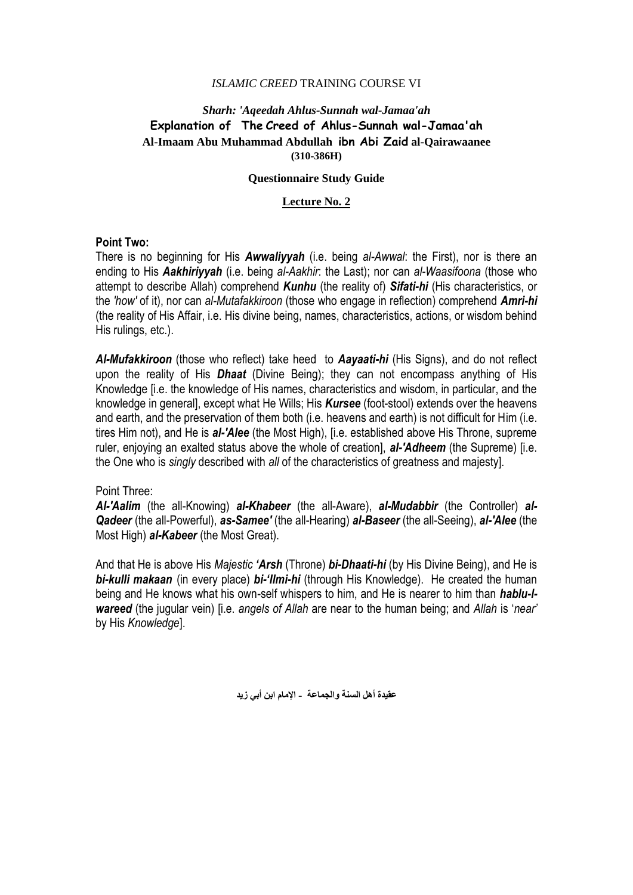*ISLAMIC CREED* TRAINING COURSE VI

### *Sharh: 'Aqeedah Ahlus-Sunnah wal-Jamaa'ah*
### **Explanation of The Creed of Ahlus-Sunnah wal-Jamaa'ah**
### **Al-Imaam Abu Muhammad Abdullah ibn Abi Zaid al-Qairawaanee**
**(310-386H)**

**Questionnaire Study Guide**

**Lecture No. 2**

**Point Two:**

There is no beginning for His ***Awwaliyyah*** (i.e. being *al-Awwal*: the First), nor is there an ending to His ***Aakhiriyyah*** (i.e. being *al-Aakhir*: the Last); nor can *al-Waasifoona* (those who attempt to describe Allah) comprehend ***Kunhu*** (the reality of) ***Sifati-hi*** (His characteristics, or the *'how'* of it), nor can *al-Mutafakkiroon* (those who engage in reflection) comprehend ***Amri-hi*** (the reality of His Affair, i.e. His divine being, names, characteristics, actions, or wisdom behind His rulings, etc.).

***Al-Mufakkiroon*** (those who reflect) take heed to ***Aayaati-hi*** (His Signs), and do not reflect upon the reality of His ***Dhaat*** (Divine Being); they can not encompass anything of His Knowledge [i.e. the knowledge of His names, characteristics and wisdom, in particular, and the knowledge in general], except what He Wills; His ***Kursee*** (foot-stool) extends over the heavens and earth, and the preservation of them both (i.e. heavens and earth) is not difficult for Him (i.e. tires Him not), and He is ***al-'Alee*** (the Most High), [i.e. established above His Throne, supreme ruler, enjoying an exalted status above the whole of creation], ***al-'Adheem*** (the Supreme) [i.e. the One who is *singly* described with *all* of the characteristics of greatness and majesty].

Point Three:

***Al-'Aalim*** (the all-Knowing) ***al-Khabeer*** (the all-Aware), ***al-Mudabbir*** (the Controller) ***al-Qadeer*** (the all-Powerful), ***as-Samee'*** (the all-Hearing) ***al-Baseer*** (the all-Seeing), ***al-'Alee*** (the Most High) ***al-Kabeer*** (the Most Great).

And that He is above His *Majestic* ***'Arsh*** (Throne) ***bi-Dhaati-hi*** (by His Divine Being), and He is ***bi-kulli makaan*** (in every place) ***bi-'Ilmi-hi*** (through His Knowledge). He created the human being and He knows what his own-self whispers to him, and He is nearer to him than ***hablu-l-wareed*** (the jugular vein) [i.e. *angels of Allah* are near to the human being; and *Allah* is '*near*' by His *Knowledge*].

عقيدة أهل السنة والجماعة - الإمام ابن أبي زيد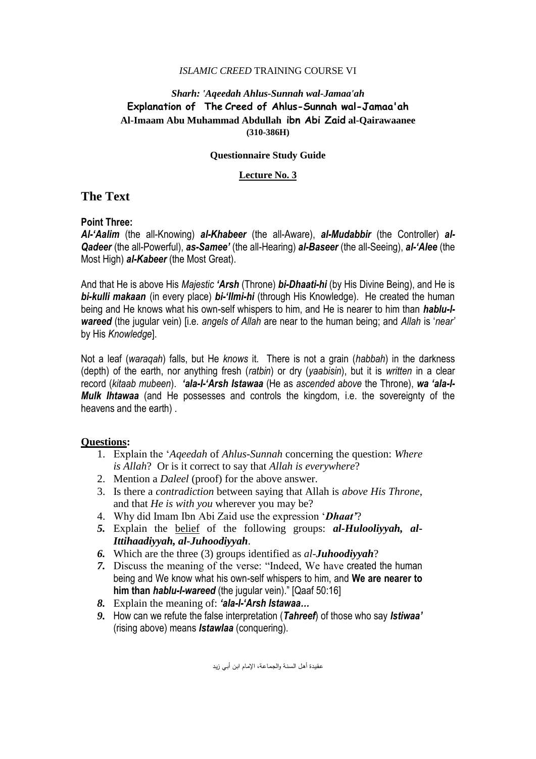*ISLAMIC CREED* TRAINING COURSE VI

### *Sharh: 'Aqeedah Ahlus-Sunnah wal-Jamaa'ah*
### Explanation of The Creed of Ahlus-Sunnah wal-Jamaa'ah
### Al-Imaam Abu Muhammad Abdullah ibn Abi Zaid al-Qairawaanee
**(310-386H)**

**Questionnaire Study Guide**

**Lecture No. 3**

## The Text

**Point Three:**

***Al-'Aalim*** (the all-Knowing) ***al-Khabeer*** (the all-Aware), ***al-Mudabbir*** (the Controller) ***al-Qadeer*** (the all-Powerful), ***as-Samee'*** (the all-Hearing) ***al-Baseer*** (the all-Seeing), ***al-'Alee*** (the Most High) ***al-Kabeer*** (the Most Great).

And that He is above His *Majestic* ***'Arsh*** (Throne) ***bi-Dhaati-hi*** (by His Divine Being), and He is ***bi-kulli makaan*** (in every place) ***bi-'Ilmi-hi*** (through His Knowledge). He created the human being and He knows what his own-self whispers to him, and He is nearer to him than ***hablu-l-wareed*** (the jugular vein) [i.e. *angels of Allah* are near to the human being; and *Allah* is '*near*' by His *Knowledge*].

Not a leaf (*waraqah*) falls, but He *knows* it. There is not a grain (*habbah*) in the darkness (depth) of the earth, nor anything fresh (*ratbin*) or dry (*yaabisin*), but it is *written* in a clear record (*kitaab mubeen*). ***'ala-l-'Arsh Istawaa*** (He as *ascended above* the Throne), ***wa 'ala-l-Mulk Ihtawaa*** (and He possesses and controls the kingdom, i.e. the sovereignty of the heavens and the earth) .

**Questions:**

1. Explain the '*Aqeedah* of *Ahlus-Sunnah* concerning the question: *Where is Allah*? Or is it correct to say that *Allah is everywhere*?
2. Mention a *Daleel* (proof) for the above answer.
3. Is there a *contradiction* between saying that Allah is *above His Throne*, and that *He is with you* wherever you may be?
4. Why did Imam Ibn Abi Zaid use the expression '***Dhaat'***?
5. Explain the belief of the following groups: ***al-Hulooliyyah, al-Ittihaadiyyah, al-Juhoodiyyah***.
6. Which are the three (3) groups identified as *al-**Juhoodiyyah***?
7. Discuss the meaning of the verse: "Indeed, We have created the human being and We know what his own-self whispers to him, and **We are nearer to him than *hablu-l-wareed*** (the jugular vein)." [Qaaf 50:16]
8. Explain the meaning of: ***'ala-l-'Arsh Istawaa…***
9. How can we refute the false interpretation (***Tahreef***) of those who say ***Istiwaa'*** (rising above) means ***Istawlaa*** (conquering).

عقيدة أهل السنة والجماعة، الإمام ابن أبي زيد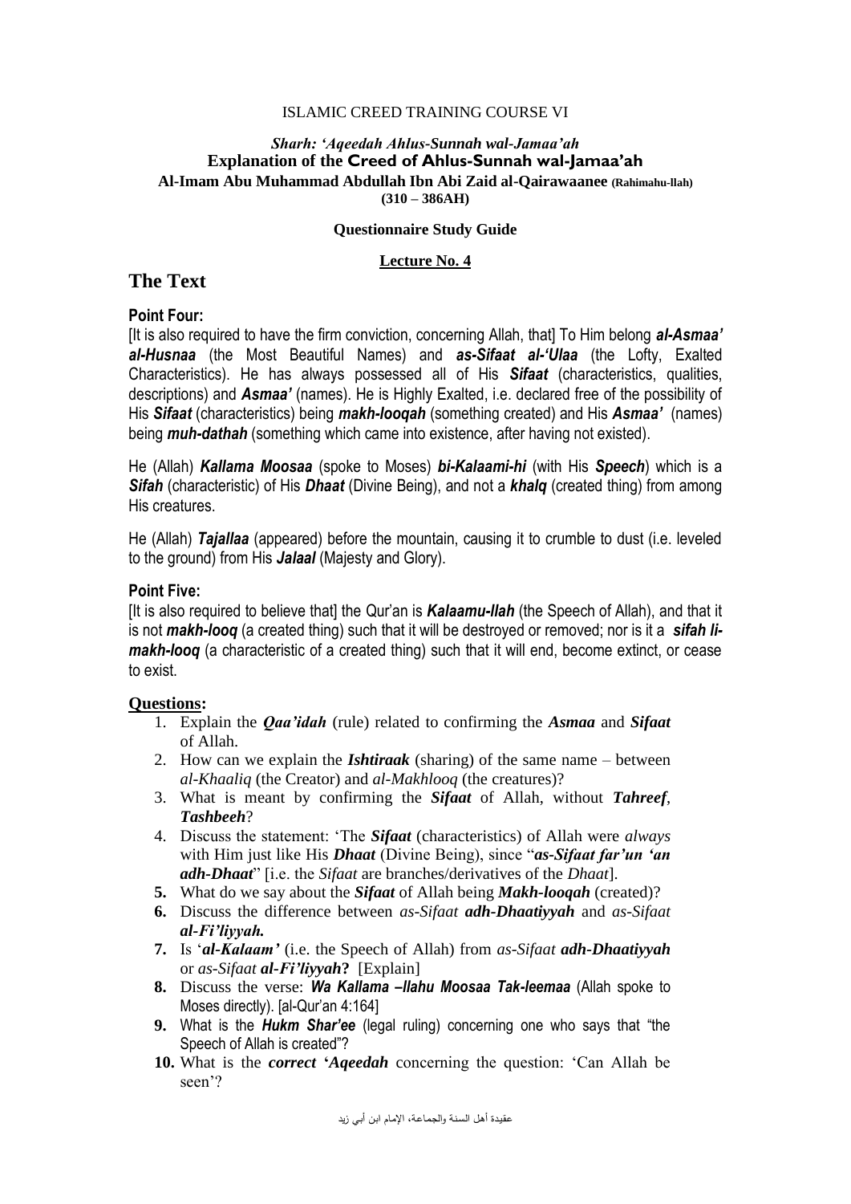ISLAMIC CREED TRAINING COURSE VI

*Sharh: 'Aqeedah Ahlus-Sunnah wal-Jamaa'ah*
**Explanation of the Creed of Ahlus-Sunnah wal-Jamaa'ah**
**Al-Imam Abu Muhammad Abdullah Ibn Abi Zaid al-Qairawaanee (Rahimahu-llah)**
**(310 – 386AH)**

**Questionnaire Study Guide**

**Lecture No. 4**

# The Text

### Point Four:

[It is also required to have the firm conviction, concerning Allah, that] To Him belong ***al-Asmaa' al-Husnaa*** (the Most Beautiful Names) and ***as-Sifaat al-'Ulaa*** (the Lofty, Exalted Characteristics). He has always possessed all of His ***Sifaat*** (characteristics, qualities, descriptions) and ***Asmaa'*** (names). He is Highly Exalted, i.e. declared free of the possibility of His ***Sifaat*** (characteristics) being ***makh-looqah*** (something created) and His ***Asmaa'*** (names) being ***muh-dathah*** (something which came into existence, after having not existed).

He (Allah) ***Kallama Moosaa*** (spoke to Moses) ***bi-Kalaami-hi*** (with His ***Speech***) which is a ***Sifah*** (characteristic) of His ***Dhaat*** (Divine Being), and not a ***khalq*** (created thing) from among His creatures.

He (Allah) ***Tajallaa*** (appeared) before the mountain, causing it to crumble to dust (i.e. leveled to the ground) from His ***Jalaal*** (Majesty and Glory).

### Point Five:

[It is also required to believe that] the Qur'an is ***Kalaamu-llah*** (the Speech of Allah), and that it is not ***makh-looq*** (a created thing) such that it will be destroyed or removed; nor is it a ***sifah li-makh-looq*** (a characteristic of a created thing) such that it will end, become extinct, or cease to exist.

### Questions:

1. Explain the ***Qaa'idah*** (rule) related to confirming the ***Asmaa*** and ***Sifaat*** of Allah.
2. How can we explain the ***Ishtiraak*** (sharing) of the same name – between *al-Khaaliq* (the Creator) and *al-Makhlooq* (the creatures)?
3. What is meant by confirming the ***Sifaat*** of Allah, without ***Tahreef***, ***Tashbeeh***?
4. Discuss the statement: 'The ***Sifaat*** (characteristics) of Allah were *always* with Him just like His ***Dhaat*** (Divine Being), since "***as-Sifaat far'un 'an adh-Dhaat***" [i.e. the *Sifaat* are branches/derivatives of the *Dhaat*].
5. What do we say about the ***Sifaat*** of Allah being ***Makh-looqah*** (created)?
6. Discuss the difference between *as-Sifaat* ***adh-Dhaatiyyah*** and *as-Sifaat* ***al-Fi'liyyah.***
7. Is '***al-Kalaam'*** (i.e. the Speech of Allah) from *as-Sifaat* ***adh-Dhaatiyyah*** or *as-Sifaat* ***al-Fi'liyyah*?** [Explain]
8. Discuss the verse: ***Wa Kallama –llahu Moosaa Tak-leemaa*** (Allah spoke to Moses directly). [al-Qur'an 4:164]
9. What is the ***Hukm Shar'ee*** (legal ruling) concerning one who says that "the Speech of Allah is created"?
10. What is the ***correct 'Aqeedah*** concerning the question: 'Can Allah be seen'?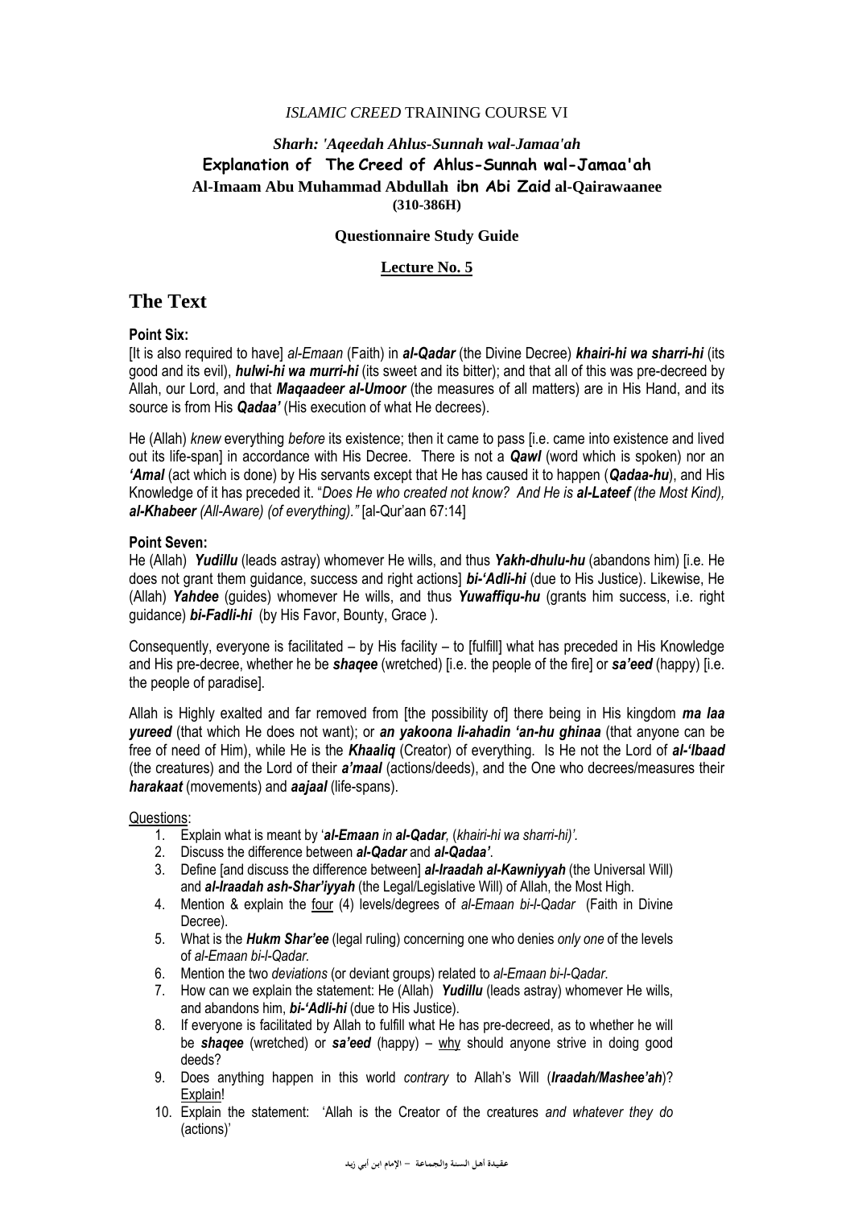*ISLAMIC CREED* TRAINING COURSE VI

### *Sharh: 'Aqeedah Ahlus-Sunnah wal-Jamaa'ah*
### Explanation of The Creed of Ahlus-Sunnah wal-Jamaa'ah
### Al-Imaam Abu Muhammad Abdullah ibn Abi Zaid al-Qairawaanee
**(310-386H)**

**Questionnaire Study Guide**

**Lecture No. 5**

# The Text

**Point Six:**

[It is also required to have] *al-Emaan* (Faith) in ***al-Qadar*** (the Divine Decree) ***khairi-hi wa sharri-hi*** (its good and its evil), ***hulwi-hi wa murri-hi*** (its sweet and its bitter); and that all of this was pre-decreed by Allah, our Lord, and that ***Maqaadeer al-Umoor*** (the measures of all matters) are in His Hand, and its source is from His ***Qadaa'*** (His execution of what He decrees).

He (Allah) *knew* everything *before* its existence; then it came to pass [i.e. came into existence and lived out its life-span] in accordance with His Decree. There is not a ***Qawl*** (word which is spoken) nor an ***'Amal*** (act which is done) by His servants except that He has caused it to happen (***Qadaa-hu***), and His Knowledge of it has preceded it. "*Does He who created not know? And He is **al-Lateef** (the Most Kind), **al-Khabeer** (All-Aware) (of everything)."* [al-Qur'aan 67:14]

**Point Seven:**

He (Allah) ***Yudillu*** (leads astray) whomever He wills, and thus ***Yakh-dhulu-hu*** (abandons him) [i.e. He does not grant them guidance, success and right actions] ***bi-'Adli-hi*** (due to His Justice). Likewise, He (Allah) ***Yahdee*** (guides) whomever He wills, and thus ***Yuwaffiqu-hu*** (grants him success, i.e. right guidance) ***bi-Fadli-hi*** (by His Favor, Bounty, Grace ).

Consequently, everyone is facilitated – by His facility – to [fulfill] what has preceded in His Knowledge and His pre-decree, whether he be ***shaqee*** (wretched) [i.e. the people of the fire] or ***sa'eed*** (happy) [i.e. the people of paradise].

Allah is Highly exalted and far removed from [the possibility of] there being in His kingdom ***ma laa yureed*** (that which He does not want); or ***an yakoona li-ahadin 'an-hu ghinaa*** (that anyone can be free of need of Him), while He is the ***Khaaliq*** (Creator) of everything. Is He not the Lord of ***al-'Ibaad*** (the creatures) and the Lord of their ***a'maal*** (actions/deeds), and the One who decrees/measures their ***harakaat*** (movements) and ***aajaal*** (life-spans).

Questions:

1. Explain what is meant by '***al-Emaan** in **al-Qadar**, (khairi-hi wa sharri-hi)'*.
2. Discuss the difference between ***al-Qadar*** and ***al-Qadaa'***.
3. Define [and discuss the difference between] ***al-Iraadah al-Kawniyyah*** (the Universal Will) and ***al-Iraadah ash-Shar'iyyah*** (the Legal/Legislative Will) of Allah, the Most High.
4. Mention & explain the four (4) levels/degrees of *al-Emaan bi-l-Qadar* (Faith in Divine Decree).
5. What is the ***Hukm Shar'ee*** (legal ruling) concerning one who denies *only one* of the levels of *al-Emaan bi-l-Qadar.*
6. Mention the two *deviations* (or deviant groups) related to *al-Emaan bi-l-Qadar*.
7. How can we explain the statement: He (Allah) ***Yudillu*** (leads astray) whomever He wills, and abandons him, ***bi-'Adli-hi*** (due to His Justice).
8. If everyone is facilitated by Allah to fulfill what He has pre-decreed, as to whether he will be ***shaqee*** (wretched) or ***sa'eed*** (happy) – why should anyone strive in doing good deeds?
9. Does anything happen in this world *contrary* to Allah's Will (***Iraadah/Mashee'ah***)? Explain!
10. Explain the statement: 'Allah is the Creator of the creatures *and whatever they do* (actions)'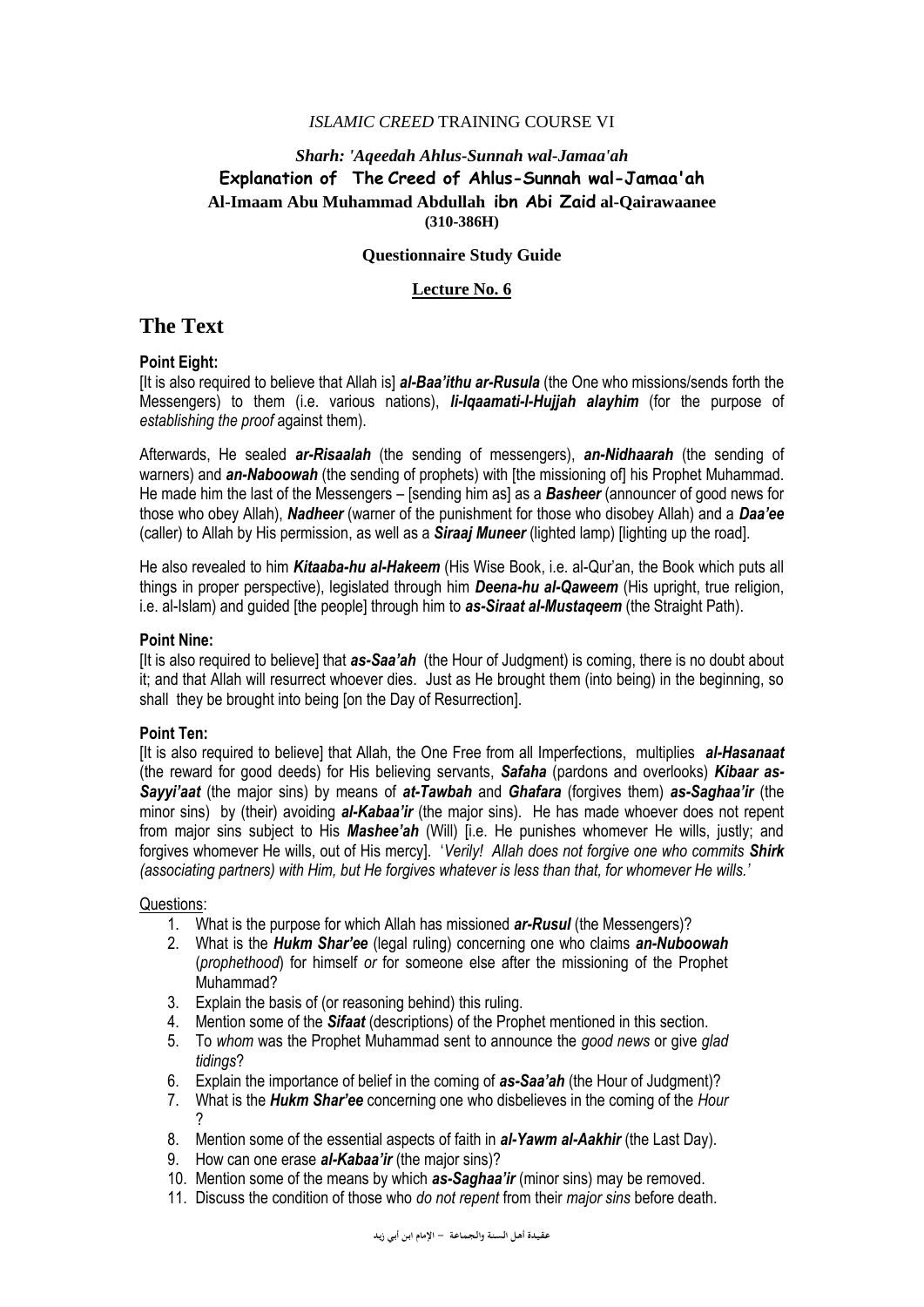*ISLAMIC CREED* TRAINING COURSE VI

### *Sharh: 'Aqeedah Ahlus-Sunnah wal-Jamaa'ah*
### Explanation of The Creed of Ahlus-Sunnah wal-Jamaa'ah
### Al-Imaam Abu Muhammad Abdullah ibn Abi Zaid al-Qairawaanee
**(310-386H)**

**Questionnaire Study Guide**

**Lecture No. 6**

# The Text

**Point Eight:**

[It is also required to believe that Allah is] ***al-Baa'ithu ar-Rusula*** (the One who missions/sends forth the Messengers) to them (i.e. various nations), ***li-lqaamati-l-Hujjah alayhim*** (for the purpose of *establishing the proof* against them).

Afterwards, He sealed ***ar-Risaalah*** (the sending of messengers), ***an-Nidhaarah*** (the sending of warners) and ***an-Naboowah*** (the sending of prophets) with [the missioning of] his Prophet Muhammad. He made him the last of the Messengers – [sending him as] as a ***Basheer*** (announcer of good news for those who obey Allah), ***Nadheer*** (warner of the punishment for those who disobey Allah) and a ***Daa'ee*** (caller) to Allah by His permission, as well as a ***Siraaj Muneer*** (lighted lamp) [lighting up the road].

He also revealed to him ***Kitaaba-hu al-Hakeem*** (His Wise Book, i.e. al-Qur'an, the Book which puts all things in proper perspective), legislated through him ***Deena-hu al-Qaweem*** (His upright, true religion, i.e. al-Islam) and guided [the people] through him to ***as-Siraat al-Mustaqeem*** (the Straight Path).

**Point Nine:**

[It is also required to believe] that ***as-Saa'ah*** (the Hour of Judgment) is coming, there is no doubt about it; and that Allah will resurrect whoever dies. Just as He brought them (into being) in the beginning, so shall they be brought into being [on the Day of Resurrection].

**Point Ten:**

[It is also required to believe] that Allah, the One Free from all Imperfections, multiplies ***al-Hasanaat*** (the reward for good deeds) for His believing servants, ***Safaha*** (pardons and overlooks) ***Kibaar as-Sayyi'aat*** (the major sins) by means of ***at-Tawbah*** and ***Ghafara*** (forgives them) ***as-Saghaa'ir*** (the minor sins) by (their) avoiding ***al-Kabaa'ir*** (the major sins). He has made whoever does not repent from major sins subject to His ***Mashee'ah*** (Will) [i.e. He punishes whomever He wills, justly; and forgives whomever He wills, out of His mercy]. '*Verily! Allah does not forgive one who commits **Shirk** (associating partners) with Him, but He forgives whatever is less than that, for whomever He wills.'*

Questions:

1. What is the purpose for which Allah has missioned ***ar-Rusul*** (the Messengers)?
2. What is the ***Hukm Shar'ee*** (legal ruling) concerning one who claims ***an-Nuboowah*** (*prophethood*) for himself *or* for someone else after the missioning of the Prophet Muhammad?
3. Explain the basis of (or reasoning behind) this ruling.
4. Mention some of the ***Sifaat*** (descriptions) of the Prophet mentioned in this section.
5. To *whom* was the Prophet Muhammad sent to announce the *good news* or give *glad tidings*?
6. Explain the importance of belief in the coming of ***as-Saa'ah*** (the Hour of Judgment)?
7. What is the ***Hukm Shar'ee*** concerning one who disbelieves in the coming of the *Hour* ?
8. Mention some of the essential aspects of faith in ***al-Yawm al-Aakhir*** (the Last Day).
9. How can one erase ***al-Kabaa'ir*** (the major sins)?
10. Mention some of the means by which ***as-Saghaa'ir*** (minor sins) may be removed.
11. Discuss the condition of those who *do not repent* from their *major sins* before death.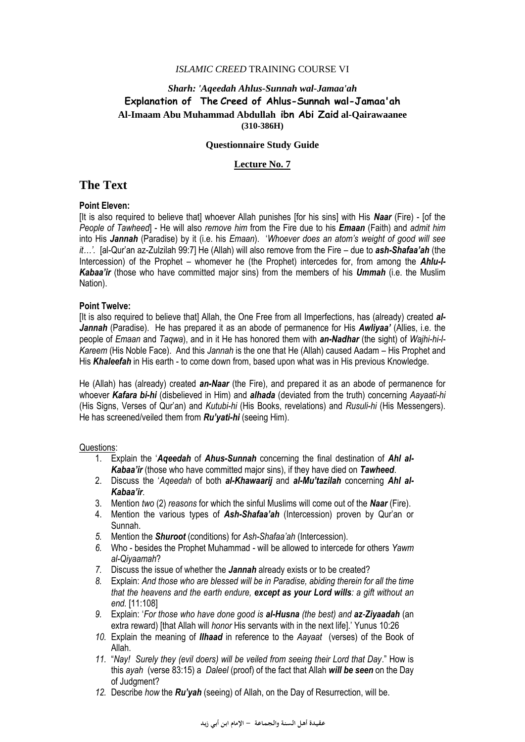*ISLAMIC CREED* TRAINING COURSE VI

### *Sharh: 'Aqeedah Ahlus-Sunnah wal-Jamaa'ah*
### Explanation of The Creed of Ahlus-Sunnah wal-Jamaa'ah
### Al-Imaam Abu Muhammad Abdullah ibn Abi Zaid al-Qairawaanee
**(310-386H)**

**Questionnaire Study Guide**

**Lecture No. 7**

# The Text

**Point Eleven:**

[It is also required to believe that] whoever Allah punishes [for his sins] with His ***Naar*** (Fire) - [of the *People of Tawheed*] - He will also *remove him* from the Fire due to his ***Emaan*** (Faith) and *admit him* into His ***Jannah*** (Paradise) by it (i.e. his *Emaan*). '*Whoever does an atom's weight of good will see it…'.* [al-Qur'an az-Zulzilah 99:7] He (Allah) will also remove from the Fire – due to ***ash-Shafaa'ah*** (the Intercession) of the Prophet – whomever he (the Prophet) intercedes for, from among the ***Ahlu-l-Kabaa'ir*** (those who have committed major sins) from the members of his ***Ummah*** (i.e. the Muslim Nation).

**Point Twelve:**

[It is also required to believe that] Allah, the One Free from all Imperfections, has (already) created ***al-Jannah*** (Paradise). He has prepared it as an abode of permanence for His ***Awliyaa'*** (Allies, i.e. the people of *Emaan* and *Taqwa*), and in it He has honored them with ***an-Nadhar*** (the sight) of *Wajhi-hi-l-Kareem* (His Noble Face). And this *Jannah* is the one that He (Allah) caused Aadam – His Prophet and His ***Khaleefah*** in His earth - to come down from, based upon what was in His previous Knowledge.

He (Allah) has (already) created ***an-Naar*** (the Fire), and prepared it as an abode of permanence for whoever ***Kafara bi-hi*** (disbelieved in Him) and ***alhada*** (deviated from the truth) concerning *Aayaati-hi* (His Signs, Verses of Qur'an) and *Kutubi-hi* (His Books, revelations) and *Rusuli-hi* (His Messengers). He has screened/veiled them from ***Ru'yati-hi*** (seeing Him).

Questions:

1. Explain the '***Aqeedah*** of ***Ahus-Sunnah*** concerning the final destination of ***Ahl al-Kabaa'ir*** (those who have committed major sins), if they have died on ***Tawheed***.
2. Discuss the '*Aqeedah* of both ***al-Khawaarij*** and ***al-Mu'tazilah*** concerning ***Ahl al-Kabaa'ir***.
3. Mention *two* (2) *reasons* for which the sinful Muslims will come out of the ***Naar*** (Fire).
4. Mention the various types of ***Ash-Shafaa'ah*** (Intercession) proven by Qur'an or Sunnah.
5. Mention the ***Shuroot*** (conditions) for *Ash-Shafaa'ah* (Intercession).
6. Who - besides the Prophet Muhammad - will be allowed to intercede for others *Yawm al-Qiyaamah*?
7. Discuss the issue of whether the ***Jannah*** already exists or to be created?
8. Explain: *And those who are blessed will be in Paradise, abiding therein for all the time that the heavens and the earth endure,* ***except as your Lord wills****: a gift without an end.* [11:108]
9. Explain: '*For those who have done good is **al-Husna** (the best) and **az-Ziyaadah*** (an extra reward) [that Allah will *honor* His servants with in the next life].' Yunus 10:26
10. Explain the meaning of ***Ilhaad*** in reference to the *Aayaat* (verses) of the Book of Allah.
11. "*Nay! Surely they (evil doers) will be veiled from seeing their Lord that Day*." How is this *ayah* (verse 83:15) a *Daleel* (proof) of the fact that Allah ***will be seen*** on the Day of Judgment?
12. Describe *how* the ***Ru'yah*** (seeing) of Allah, on the Day of Resurrection, will be.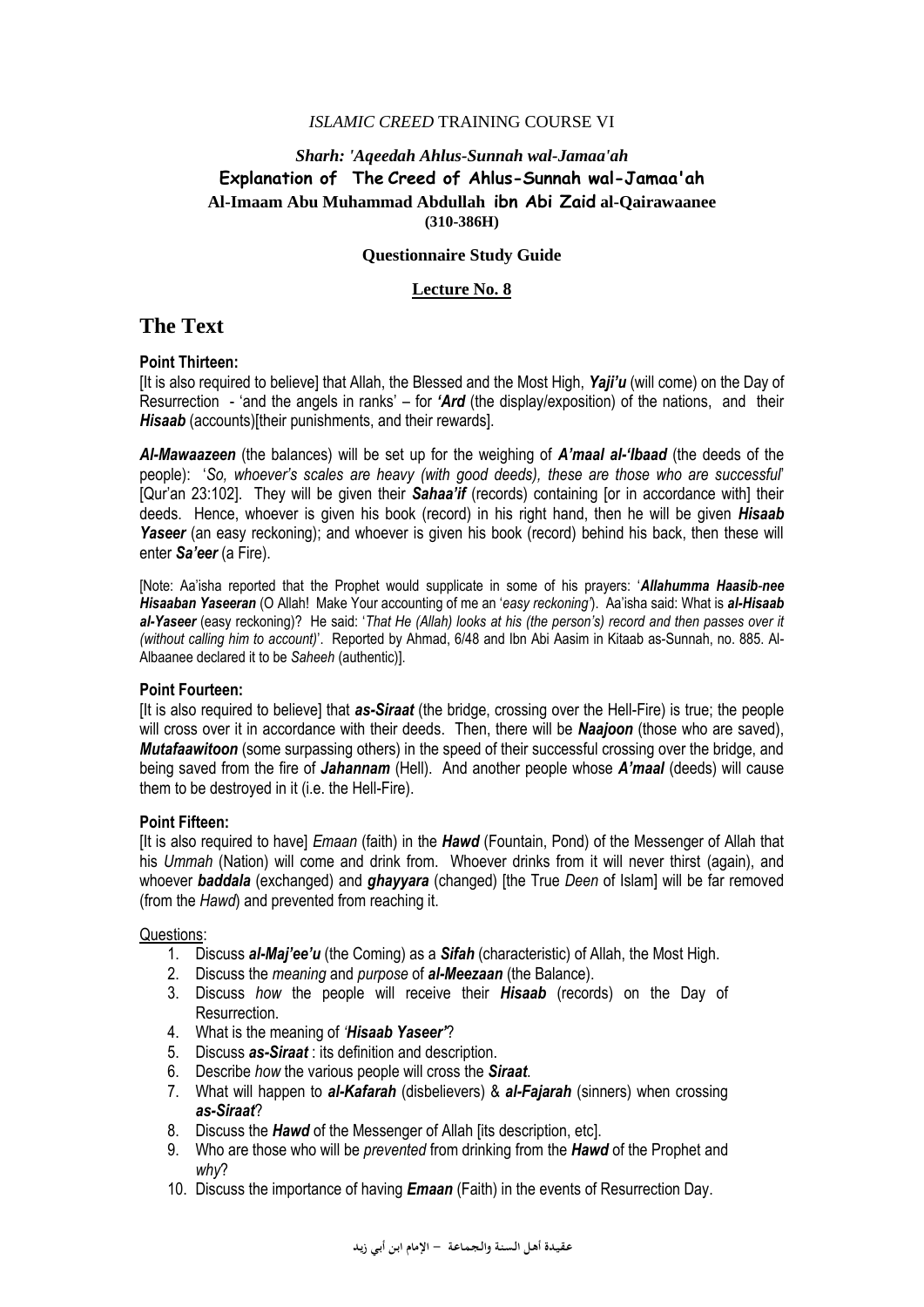*ISLAMIC CREED* TRAINING COURSE VI

### *Sharh: 'Aqeedah Ahlus-Sunnah wal-Jamaa'ah*
### Explanation of The Creed of Ahlus-Sunnah wal-Jamaa'ah
### Al-Imaam Abu Muhammad Abdullah ibn Abi Zaid al-Qairawaanee
**(310-386H)**

**Questionnaire Study Guide**

**Lecture No. 8**

# The Text

**Point Thirteen:**

[It is also required to believe] that Allah, the Blessed and the Most High, ***Yaji'u*** (will come) on the Day of Resurrection - 'and the angels in ranks' – for ***'Ard*** (the display/exposition) of the nations, and their ***Hisaab*** (accounts)[their punishments, and their rewards].

***Al-Mawaazeen*** (the balances) will be set up for the weighing of ***A'maal al-'Ibaad*** (the deeds of the people): '*So, whoever's scales are heavy (with good deeds), these are those who are successful*' [Qur'an 23:102]. They will be given their ***Sahaa'if*** (records) containing [or in accordance with] their deeds. Hence, whoever is given his book (record) in his right hand, then he will be given ***Hisaab Yaseer*** (an easy reckoning); and whoever is given his book (record) behind his back, then these will enter ***Sa'eer*** (a Fire).

[Note: Aa'isha reported that the Prophet would supplicate in some of his prayers: '***Allahumma Haasib-nee Hisaaban Yaseeran*** (O Allah! Make Your accounting of me an '*easy reckoning*'). Aa'isha said: What is ***al-Hisaab al-Yaseer*** (easy reckoning)? He said: '*That He (Allah) looks at his (the person's) record and then passes over it (without calling him to account)*'. Reported by Ahmad, 6/48 and Ibn Abi Aasim in Kitaab as-Sunnah, no. 885. Al-Albaanee declared it to be *Saheeh* (authentic)].

**Point Fourteen:**

[It is also required to believe] that ***as-Siraat*** (the bridge, crossing over the Hell-Fire) is true; the people will cross over it in accordance with their deeds. Then, there will be ***Naajoon*** (those who are saved), ***Mutafaawitoon*** (some surpassing others) in the speed of their successful crossing over the bridge, and being saved from the fire of ***Jahannam*** (Hell). And another people whose ***A'maal*** (deeds) will cause them to be destroyed in it (i.e. the Hell-Fire).

**Point Fifteen:**

[It is also required to have] *Emaan* (faith) in the ***Hawd*** (Fountain, Pond) of the Messenger of Allah that his *Ummah* (Nation) will come and drink from. Whoever drinks from it will never thirst (again), and whoever ***baddala*** (exchanged) and ***ghayyara*** (changed) [the True *Deen* of Islam] will be far removed (from the *Hawd*) and prevented from reaching it.

Questions:

1. Discuss ***al-Maj'ee'u*** (the Coming) as a ***Sifah*** (characteristic) of Allah, the Most High.
2. Discuss the *meaning* and *purpose* of ***al-Meezaan*** (the Balance).
3. Discuss *how* the people will receive their ***Hisaab*** (records) on the Day of Resurrection.
4. What is the meaning of ***'Hisaab Yaseer'***?
5. Discuss ***as-Siraat*** : its definition and description.
6. Describe *how* the various people will cross the ***Siraat***.
7. What will happen to ***al-Kafarah*** (disbelievers) & ***al-Fajarah*** (sinners) when crossing ***as-Siraat***?
8. Discuss the ***Hawd*** of the Messenger of Allah [its description, etc].
9. Who are those who will be *prevented* from drinking from the ***Hawd*** of the Prophet and *why*?
10. Discuss the importance of having ***Emaan*** (Faith) in the events of Resurrection Day.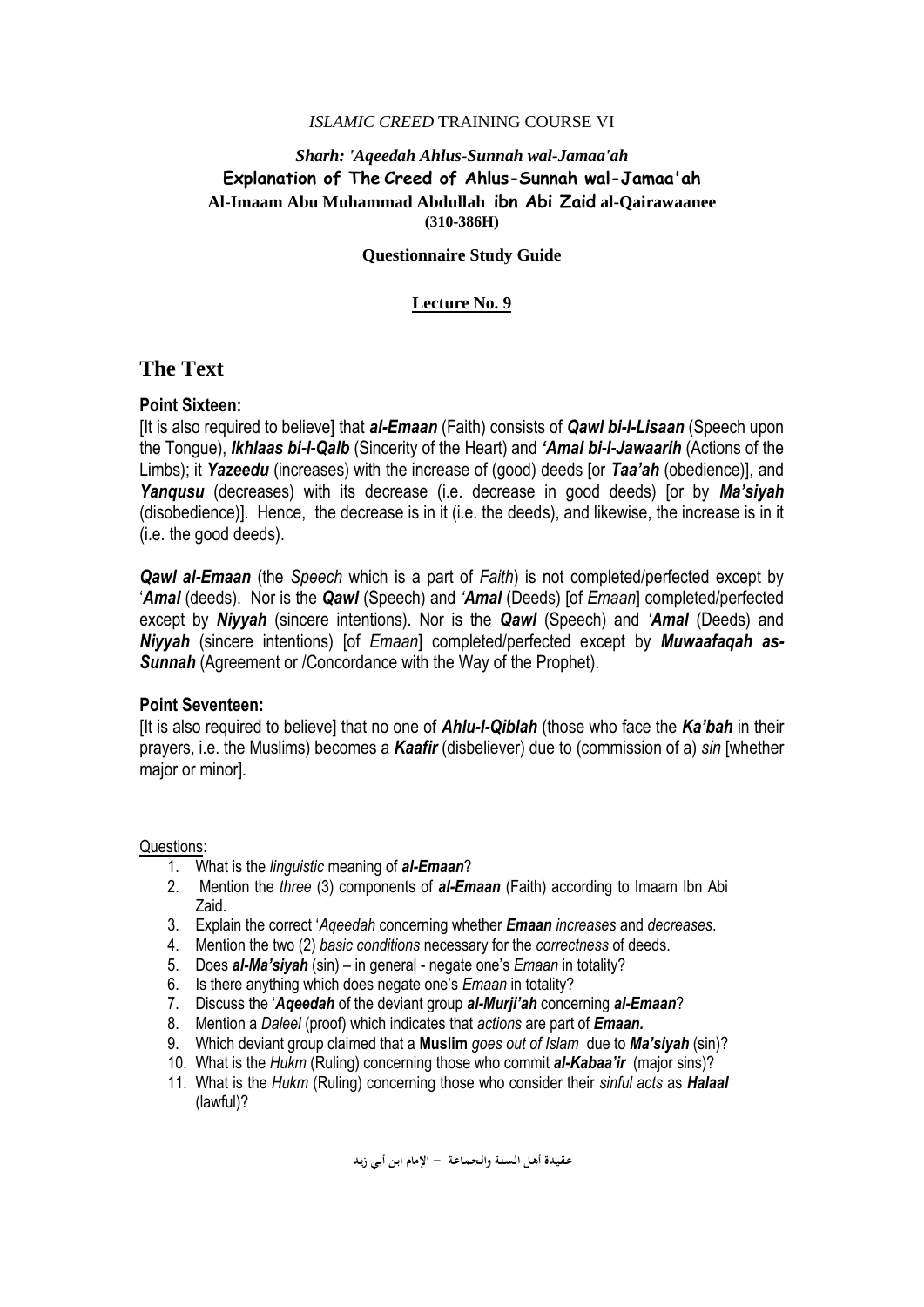*ISLAMIC CREED* TRAINING COURSE VI

### *Sharh: 'Aqeedah Ahlus-Sunnah wal-Jamaa'ah*
### Explanation of The Creed of Ahlus-Sunnah wal-Jamaa'ah
### Al-Imaam Abu Muhammad Abdullah ibn Abi Zaid al-Qairawaanee
**(310-386H)**

**Questionnaire Study Guide**

**Lecture No. 9**

## The Text

**Point Sixteen:**

[It is also required to believe] that ***al-Emaan*** (Faith) consists of ***Qawl bi-l-Lisaan*** (Speech upon the Tongue), ***Ikhlaas bi-l-Qalb*** (Sincerity of the Heart) and ***'Amal bi-l-Jawaarih*** (Actions of the Limbs); it ***Yazeedu*** (increases) with the increase of (good) deeds [or ***Taa'ah*** (obedience)], and ***Yanqusu*** (decreases) with its decrease (i.e. decrease in good deeds) [or by ***Ma'siyah*** (disobedience)]. Hence, the decrease is in it (i.e. the deeds), and likewise, the increase is in it (i.e. the good deeds).

***Qawl al-Emaan*** (the *Speech* which is a part of *Faith*) is not completed/perfected except by '***Amal*** (deeds). Nor is the ***Qawl*** (Speech) and ***'Amal*** (Deeds) [of *Emaan*] completed/perfected except by ***Niyyah*** (sincere intentions). Nor is the ***Qawl*** (Speech) and ***'Amal*** (Deeds) and ***Niyyah*** (sincere intentions) [of *Emaan*] completed/perfected except by ***Muwaafaqah as-Sunnah*** (Agreement or /Concordance with the Way of the Prophet).

**Point Seventeen:**

[It is also required to believe] that no one of ***Ahlu-l-Qiblah*** (those who face the ***Ka'bah*** in their prayers, i.e. the Muslims) becomes a ***Kaafir*** (disbeliever) due to (commission of a) *sin* [whether major or minor].

Questions:

1. What is the *linguistic* meaning of ***al-Emaan***?
2. Mention the *three* (3) components of ***al-Emaan*** (Faith) according to Imaam Ibn Abi Zaid.
3. Explain the correct '*Aqeedah* concerning whether ***Emaan*** *increases* and *decreases*.
4. Mention the two (2) *basic conditions* necessary for the *correctness* of deeds.
5. Does ***al-Ma'siyah*** (sin) – in general - negate one's *Emaan* in totality?
6. Is there anything which does negate one's *Emaan* in totality?
7. Discuss the '***Aqeedah*** of the deviant group ***al-Murji'ah*** concerning ***al-Emaan***?
8. Mention a *Daleel* (proof) which indicates that *actions* are part of ***Emaan.***
9. Which deviant group claimed that a **Muslim** *goes out of Islam* due to ***Ma'siyah*** (sin)?
10. What is the *Hukm* (Ruling) concerning those who commit ***al-Kabaa'ir*** (major sins)?
11. What is the *Hukm* (Ruling) concerning those who consider their *sinful acts* as ***Halaal*** (lawful)?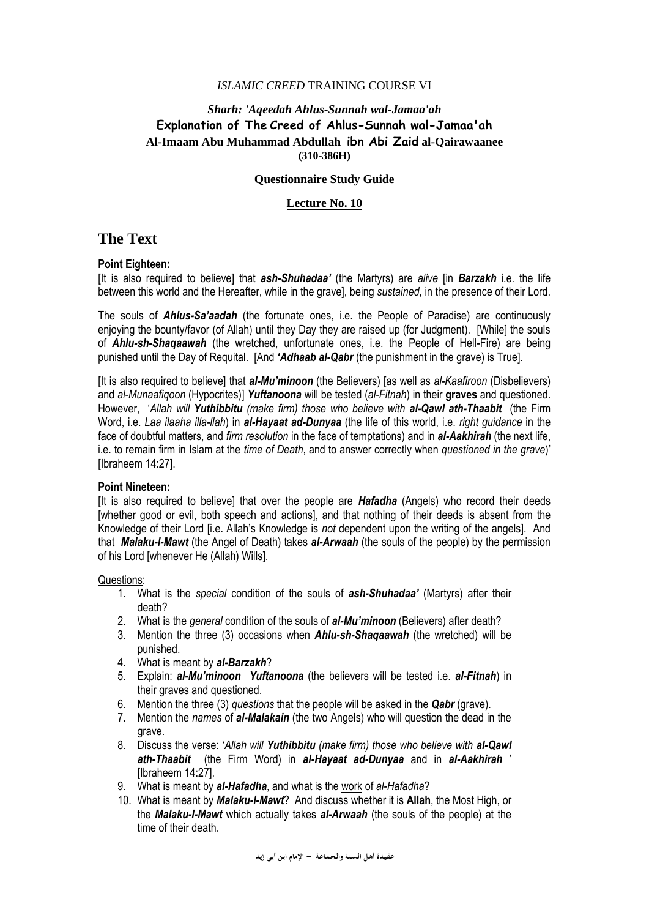*ISLAMIC CREED* TRAINING COURSE VI

### *Sharh: 'Aqeedah Ahlus-Sunnah wal-Jamaa'ah*
### Explanation of The Creed of Ahlus-Sunnah wal-Jamaa'ah
### Al-Imaam Abu Muhammad Abdullah ibn Abi Zaid al-Qairawaanee
**(310-386H)**

**Questionnaire Study Guide**

**Lecture No. 10**

# The Text

**Point Eighteen:**

[It is also required to believe] that ***ash-Shuhadaa'*** (the Martyrs) are *alive* [in ***Barzakh*** i.e. the life between this world and the Hereafter, while in the grave], being *sustained*, in the presence of their Lord.

The souls of ***Ahlus-Sa'aadah*** (the fortunate ones, i.e. the People of Paradise) are continuously enjoying the bounty/favor (of Allah) until they Day they are raised up (for Judgment). [While] the souls of ***Ahlu-sh-Shaqaawah*** (the wretched, unfortunate ones, i.e. the People of Hell-Fire) are being punished until the Day of Requital. [And ***'Adhaab al-Qabr*** (the punishment in the grave) is True].

[It is also required to believe] that ***al-Mu'minoon*** (the Believers) [as well as *al-Kaafiroon* (Disbelievers) and *al-Munaafiqoon* (Hypocrites)] ***Yuftanoona*** will be tested (*al-Fitnah*) in their **graves** and questioned. However, '*Allah will **Yuthibbitu** (make firm) those who believe with **al-Qawl ath-Thaabit*** (the Firm Word, i.e. *Laa ilaaha illa-llah*) in ***al-Hayaat ad-Dunyaa*** (the life of this world, i.e. *right guidance* in the face of doubtful matters, and *firm resolution* in the face of temptations) and in ***al-Aakhirah*** (the next life, i.e. to remain firm in Islam at the *time of Death*, and to answer correctly when *questioned in the grave*)' [Ibraheem 14:27].

**Point Nineteen:**

[It is also required to believe] that over the people are ***Hafadha*** (Angels) who record their deeds [whether good or evil, both speech and actions], and that nothing of their deeds is absent from the Knowledge of their Lord [i.e. Allah's Knowledge is *not* dependent upon the writing of the angels]. And that ***Malaku-l-Mawt*** (the Angel of Death) takes ***al-Arwaah*** (the souls of the people) by the permission of his Lord [whenever He (Allah) Wills].

Questions:

1. What is the *special* condition of the souls of ***ash-Shuhadaa'*** (Martyrs) after their death?
2. What is the *general* condition of the souls of ***al-Mu'minoon*** (Believers) after death?
3. Mention the three (3) occasions when ***Ahlu-sh-Shaqaawah*** (the wretched) will be punished.
4. What is meant by ***al-Barzakh***?
5. Explain: ***al-Mu'minoon Yuftanoona*** (the believers will be tested i.e. ***al-Fitnah***) in their graves and questioned.
6. Mention the three (3) *questions* that the people will be asked in the ***Qabr*** (grave).
7. Mention the *names* of ***al-Malakain*** (the two Angels) who will question the dead in the grave.
8. Discuss the verse: '*Allah will **Yuthibbitu** (make firm) those who believe with **al-Qawl ath-Thaabit*** (the Firm Word) in ***al-Hayaat ad-Dunyaa*** and in ***al-Aakhirah*** ' [Ibraheem 14:27].
9. What is meant by ***al-Hafadha***, and what is the work of *al-Hafadha*?
10. What is meant by ***Malaku-l-Mawt***? And discuss whether it is **Allah**, the Most High, or the ***Malaku-l-Mawt*** which actually takes ***al-Arwaah*** (the souls of the people) at the time of their death.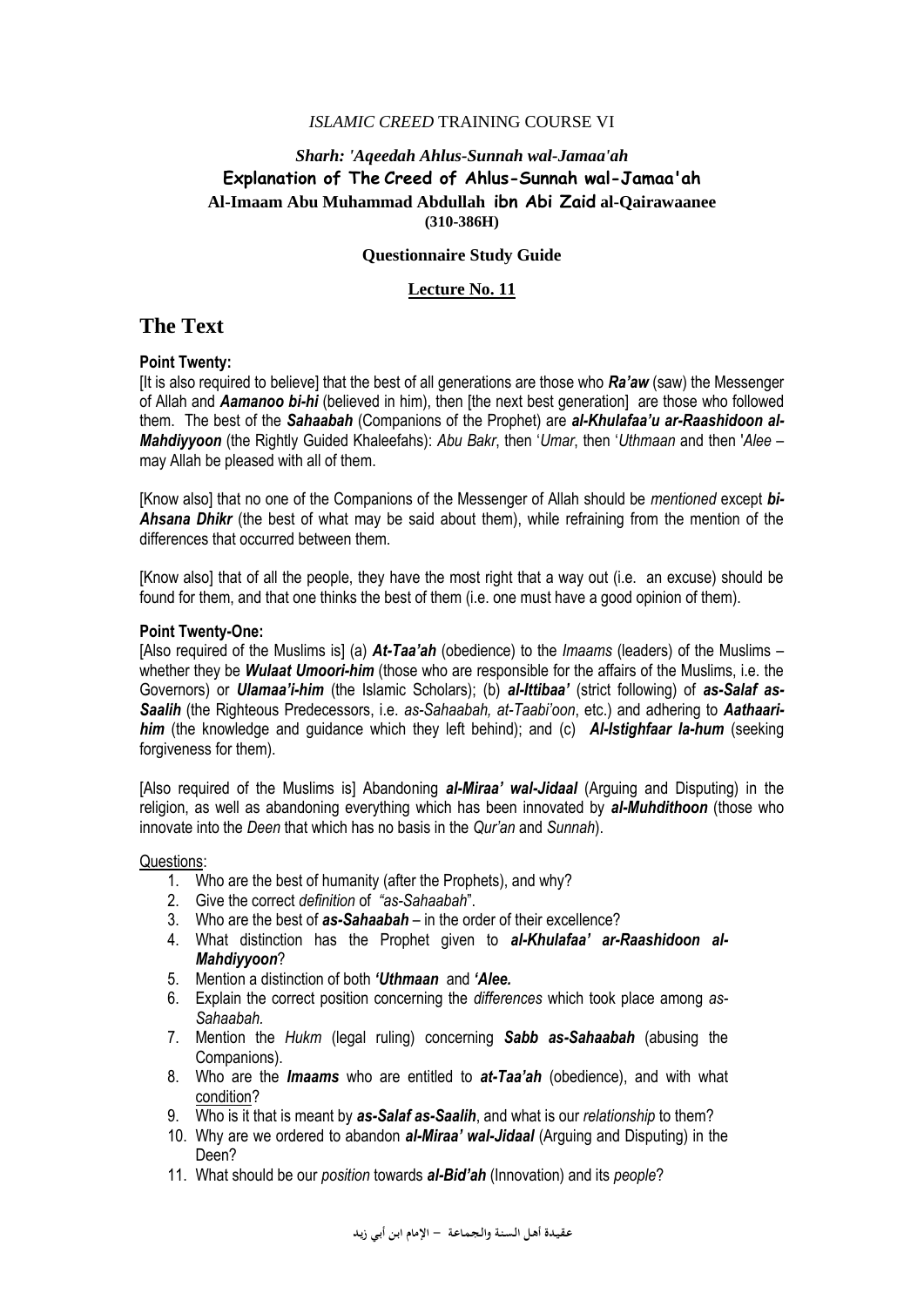*ISLAMIC CREED* TRAINING COURSE VI

## *Sharh: 'Aqeedah Ahlus-Sunnah wal-Jamaa'ah*
## Explanation of The Creed of Ahlus-Sunnah wal-Jamaa'ah
## Al-Imaam Abu Muhammad Abdullah ibn Abi Zaid al-Qairawaanee
**(310-386H)**

**Questionnaire Study Guide**

**Lecture No. 11**

# The Text

**Point Twenty:**

[It is also required to believe] that the best of all generations are those who ***Ra'aw*** (saw) the Messenger of Allah and ***Aamanoo bi-hi*** (believed in him), then [the next best generation] are those who followed them. The best of the ***Sahaabah*** (Companions of the Prophet) are ***al-Khulafaa'u ar-Raashidoon al-Mahdiyyoon*** (the Rightly Guided Khaleefahs): *Abu Bakr*, then *'Umar*, then *'Uthmaan* and then *'Alee* – may Allah be pleased with all of them.

[Know also] that no one of the Companions of the Messenger of Allah should be *mentioned* except ***bi-Ahsana Dhikr*** (the best of what may be said about them), while refraining from the mention of the differences that occurred between them.

[Know also] that of all the people, they have the most right that a way out (i.e. an excuse) should be found for them, and that one thinks the best of them (i.e. one must have a good opinion of them).

**Point Twenty-One:**

[Also required of the Muslims is] (a) ***At-Taa'ah*** (obedience) to the *Imaams* (leaders) of the Muslims – whether they be ***Wulaat Umoori-him*** (those who are responsible for the affairs of the Muslims, i.e. the Governors) or ***Ulamaa'i-him*** (the Islamic Scholars); (b) ***al-Ittibaa'*** (strict following) of ***as-Salaf as-Saalih*** (the Righteous Predecessors, i.e. *as-Sahaabah, at-Taabi'oon*, etc.) and adhering to ***Aathaari-him*** (the knowledge and guidance which they left behind); and (c) ***Al-Istighfaar la-hum*** (seeking forgiveness for them).

[Also required of the Muslims is] Abandoning ***al-Miraa' wal-Jidaal*** (Arguing and Disputing) in the religion, as well as abandoning everything which has been innovated by ***al-Muhdithoon*** (those who innovate into the *Deen* that which has no basis in the *Qur'an* and *Sunnah*).

Questions:

1. Who are the best of humanity (after the Prophets), and why?
2. Give the correct *definition* of *"as-Sahaabah"*.
3. Who are the best of ***as-Sahaabah*** – in the order of their excellence?
4. What distinction has the Prophet given to ***al-Khulafaa' ar-Raashidoon al-Mahdiyyoon***?
5. Mention a distinction of both ***'Uthmaan*** and ***'Alee.***
6. Explain the correct position concerning the *differences* which took place among *as-Sahaabah.*
7. Mention the *Hukm* (legal ruling) concerning ***Sabb as-Sahaabah*** (abusing the Companions).
8. Who are the ***Imaams*** who are entitled to ***at-Taa'ah*** (obedience), and with what condition?
9. Who is it that is meant by ***as-Salaf as-Saalih***, and what is our *relationship* to them?
10. Why are we ordered to abandon ***al-Miraa' wal-Jidaal*** (Arguing and Disputing) in the Deen?
11. What should be our *position* towards ***al-Bid'ah*** (Innovation) and its *people*?